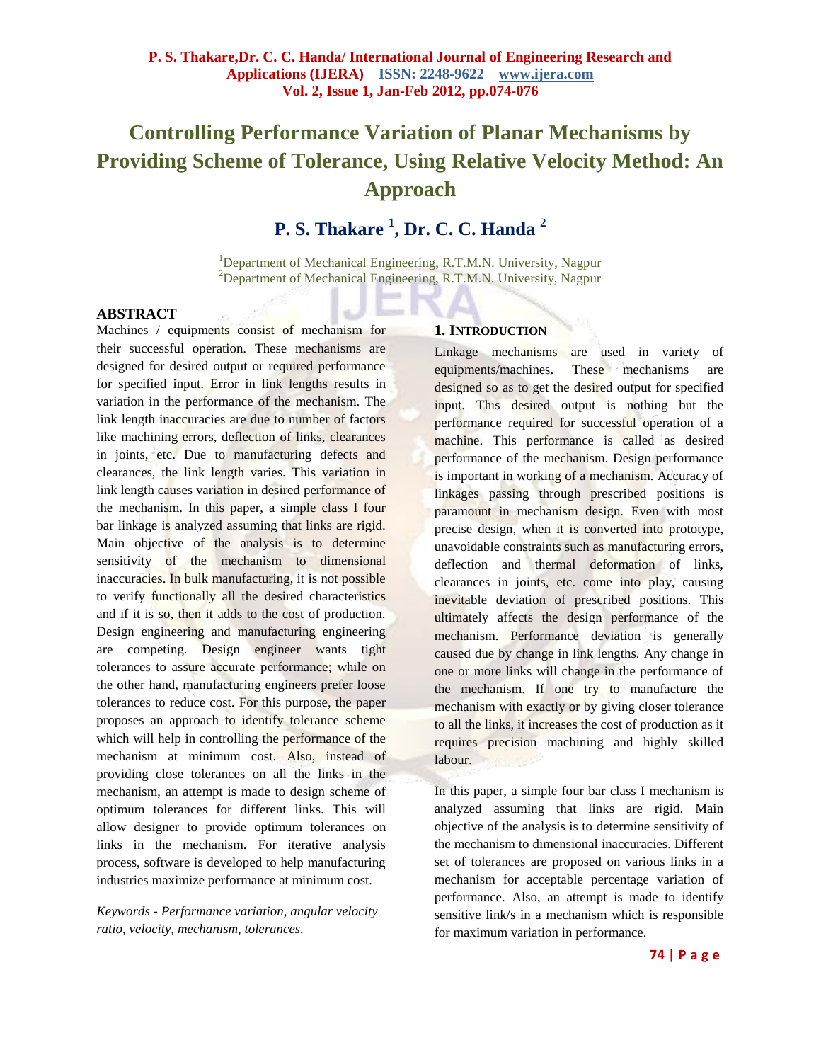# Controlling Performance Variation of Planar Mechanisms by Providing Scheme of Tolerance, Using Relative Velocity Method: An Approach

**P. S. Thakare [1], Dr. C. C. Handa [2]**

[1]Department of Mechanical Engineering, R.T.M.N. University, Nagpur
[2]Department of Mechanical Engineering, R.T.M.N. University, Nagpur

## ABSTRACT

Machines / equipments consist of mechanism for their successful operation. These mechanisms are designed for desired output or required performance for specified input. Error in link lengths results in variation in the performance of the mechanism. The link length inaccuracies are due to number of factors like machining errors, deflection of links, clearances in joints, etc. Due to manufacturing defects and clearances, the link length varies. This variation in link length causes variation in desired performance of the mechanism. In this paper, a simple class I four bar linkage is analyzed assuming that links are rigid. Main objective of the analysis is to determine sensitivity of the mechanism to dimensional inaccuracies. In bulk manufacturing, it is not possible to verify functionally all the desired characteristics and if it is so, then it adds to the cost of production. Design engineering and manufacturing engineering are competing. Design engineer wants tight tolerances to assure accurate performance; while on the other hand, manufacturing engineers prefer loose tolerances to reduce cost. For this purpose, the paper proposes an approach to identify tolerance scheme which will help in controlling the performance of the mechanism at minimum cost. Also, instead of providing close tolerances on all the links in the mechanism, an attempt is made to design scheme of optimum tolerances for different links. This will allow designer to provide optimum tolerances on links in the mechanism. For iterative analysis process, software is developed to help manufacturing industries maximize performance at minimum cost.

*Keywords - Performance variation, angular velocity ratio, velocity, mechanism, tolerances.*

## 1. INTRODUCTION

Linkage mechanisms are used in variety of equipments/machines. These mechanisms are designed so as to get the desired output for specified input. This desired output is nothing but the performance required for successful operation of a machine. This performance is called as desired performance of the mechanism. Design performance is important in working of a mechanism. Accuracy of linkages passing through prescribed positions is paramount in mechanism design. Even with most precise design, when it is converted into prototype, unavoidable constraints such as manufacturing errors, deflection and thermal deformation of links, clearances in joints, etc. come into play, causing inevitable deviation of prescribed positions. This ultimately affects the design performance of the mechanism. Performance deviation is generally caused due by change in link lengths. Any change in one or more links will change in the performance of the mechanism. If one try to manufacture the mechanism with exactly or by giving closer tolerance to all the links, it increases the cost of production as it requires precision machining and highly skilled labour.

In this paper, a simple four bar class I mechanism is analyzed assuming that links are rigid. Main objective of the analysis is to determine sensitivity of the mechanism to dimensional inaccuracies. Different set of tolerances are proposed on various links in a mechanism for acceptable percentage variation of performance. Also, an attempt is made to identify sensitive link/s in a mechanism which is responsible for maximum variation in performance.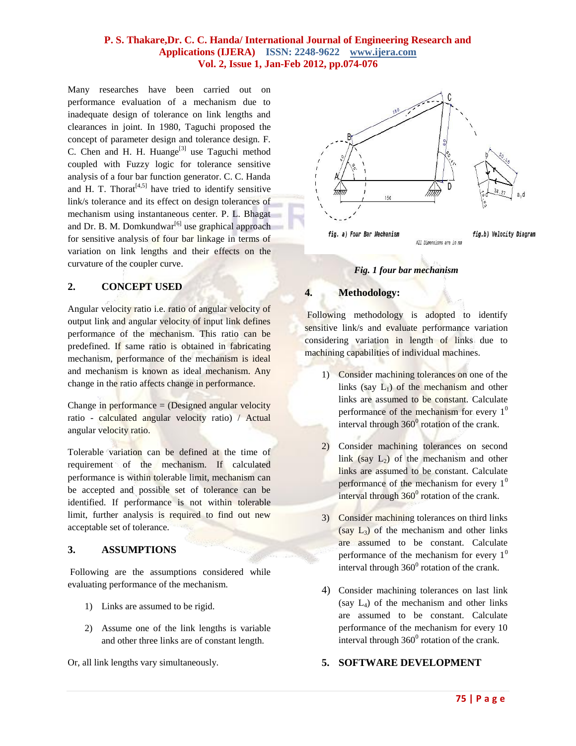Many researches have been carried out on performance evaluation of a mechanism due to inadequate design of tolerance on link lengths and clearances in joint. In 1980, Taguchi proposed the concept of parameter design and tolerance design. F. C. Chen and H. H. Huange[3] use Taguchi method coupled with Fuzzy logic for tolerance sensitive analysis of a four bar function generator. C. C. Handa and H. T. Thorat[4,5] have tried to identify sensitive link/s tolerance and its effect on design tolerances of mechanism using instantaneous center. P. L. Bhagat and Dr. B. M. Domkundwar[6] use graphical approach for sensitive analysis of four bar linkage in terms of variation on link lengths and their effects on the curvature of the coupler curve.

## 2. CONCEPT USED

Angular velocity ratio i.e. ratio of angular velocity of output link and angular velocity of input link defines performance of the mechanism. This ratio can be predefined. If same ratio is obtained in fabricating mechanism, performance of the mechanism is ideal and mechanism is known as ideal mechanism. Any change in the ratio affects change in performance.

Change in performance = (Designed angular velocity ratio - calculated angular velocity ratio) / Actual angular velocity ratio.

Tolerable variation can be defined at the time of requirement of the mechanism. If calculated performance is within tolerable limit, mechanism can be accepted and possible set of tolerance can be identified. If performance is not within tolerable limit, further analysis is required to find out new acceptable set of tolerance.

## 3. ASSUMPTIONS

Following are the assumptions considered while evaluating performance of the mechanism.

1) Links are assumed to be rigid.
2) Assume one of the link lengths is variable and other three links are of constant length.

Or, all link lengths vary simultaneously.

fig. a) Four Bar Mechanism    fig.b) Velocity Diagram

All Dimensions are in mm

*Fig. 1 four bar mechanism*

## 4. Methodology:

Following methodology is adopted to identify sensitive link/s and evaluate performance variation considering variation in length of links due to machining capabilities of individual machines.

1) Consider machining tolerances on one of the links (say $L_1$) of the mechanism and other links are assumed to be constant. Calculate performance of the mechanism for every $1^0$ interval through $360^0$ rotation of the crank.
2) Consider machining tolerances on second link (say $L_2$) of the mechanism and other links are assumed to be constant. Calculate performance of the mechanism for every $1^0$ interval through $360^0$ rotation of the crank.
3) Consider machining tolerances on third links (say $L_3$) of the mechanism and other links are assumed to be constant. Calculate performance of the mechanism for every $1^0$ interval through $360^0$ rotation of the crank.
4) Consider machining tolerances on last link (say $L_4$) of the mechanism and other links are assumed to be constant. Calculate performance of the mechanism for every 10 interval through $360^0$ rotation of the crank.

## 5. SOFTWARE DEVELOPMENT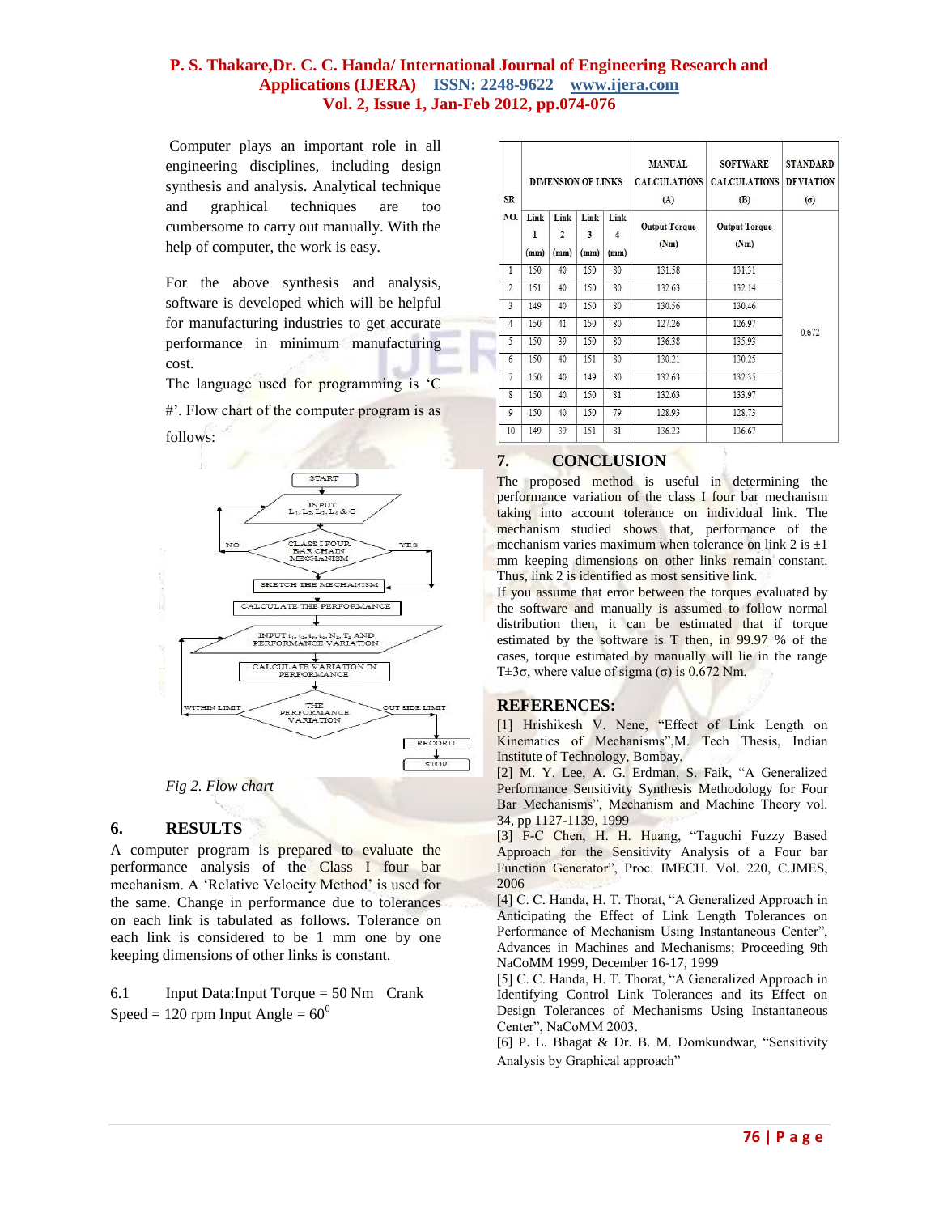Computer plays an important role in all engineering disciplines, including design synthesis and analysis. Analytical technique and graphical techniques are too cumbersome to carry out manually. With the help of computer, the work is easy.

For the above synthesis and analysis, software is developed which will be helpful for manufacturing industries to get accurate performance in minimum manufacturing cost.

The language used for programming is 'C #'. Flow chart of the computer program is as follows:

START

INPUT $L_1, L_2, L_3, L_4$ & $\Theta$

CLASS I FOUR BAR CHAIN MECHANISM

NO

YES

SKETCH THE MECHANISM

CALCULATE THE PERFORMANCE

INPUT $t_1, t_2, t_3, t_4, N_2, T_2$ AND PERFORMANCE VARIATION

CALCULATE VARIATION IN PERFORMANCE

THE PERFORMANCE VARIATION

WITHIN LIMIT

OUT SIDE LIMIT

RECORD

STOP

*Fig 2. Flow chart*

## 6. RESULTS

A computer program is prepared to evaluate the performance analysis of the Class I four bar mechanism. A 'Relative Velocity Method' is used for the same. Change in performance due to tolerances on each link is tabulated as follows. Tolerance on each link is considered to be 1 mm one by one keeping dimensions of other links is constant.

6.1 Input Data:Input Torque = 50 Nm Crank Speed = 120 rpm Input Angle = $60^0$

| SR. NO. | DIMENSION OF LINKS | | | | MANUAL CALCULATIONS (A) | SOFTWARE CALCULATIONS (B) | STANDARD DEVIATION (σ) |
|---|---|---|---|---|---|---|---|
| | Link 1 (mm) | Link 2 (mm) | Link 3 (mm) | Link 4 (mm) | Output Torque (Nm) | Output Torque (Nm) | |
| 1 | 150 | 40 | 150 | 80 | 131.58 | 131.31 | 0.672 |
| 2 | 151 | 40 | 150 | 80 | 132.63 | 132.14 | |
| 3 | 149 | 40 | 150 | 80 | 130.56 | 130.46 | |
| 4 | 150 | 41 | 150 | 80 | 127.26 | 126.97 | |
| 5 | 150 | 39 | 150 | 80 | 136.38 | 135.93 | |
| 6 | 150 | 40 | 151 | 80 | 130.21 | 130.25 | |
| 7 | 150 | 40 | 149 | 80 | 132.63 | 132.35 | |
| 8 | 150 | 40 | 150 | 81 | 132.63 | 133.97 | |
| 9 | 150 | 40 | 150 | 79 | 128.93 | 128.73 | |
| 10 | 149 | 39 | 151 | 81 | 136.23 | 136.67 | |

## 7. CONCLUSION

The proposed method is useful in determining the performance variation of the class I four bar mechanism taking into account tolerance on individual link. The mechanism studied shows that, performance of the mechanism varies maximum when tolerance on link 2 is ±1 mm keeping dimensions on other links remain constant. Thus, link 2 is identified as most sensitive link.

If you assume that error between the torques evaluated by the software and manually is assumed to follow normal distribution then, it can be estimated that if torque estimated by the software is T then, in 99.97 % of the cases, torque estimated by manually will lie in the range $T \pm 3\sigma$, where value of sigma (σ) is 0.672 Nm.

## REFERENCES:

[1] Hrishikesh V. Nene, "Effect of Link Length on Kinematics of Mechanisms",M. Tech Thesis, Indian Institute of Technology, Bombay.

[2] M. Y. Lee, A. G. Erdman, S. Faik, "A Generalized Performance Sensitivity Synthesis Methodology for Four Bar Mechanisms", Mechanism and Machine Theory vol. 34, pp 1127-1139, 1999

[3] F-C Chen, H. H. Huang, "Taguchi Fuzzy Based Approach for the Sensitivity Analysis of a Four bar Function Generator", Proc. IMECH. Vol. 220, C.JMES, 2006

[4] C. C. Handa, H. T. Thorat, "A Generalized Approach in Anticipating the Effect of Link Length Tolerances on Performance of Mechanism Using Instantaneous Center", Advances in Machines and Mechanisms; Proceeding 9th NaCoMM 1999, December 16-17, 1999

[5] C. C. Handa, H. T. Thorat, "A Generalized Approach in Identifying Control Link Tolerances and its Effect on Design Tolerances of Mechanisms Using Instantaneous Center", NaCoMM 2003.

[6] P. L. Bhagat & Dr. B. M. Domkundwar, "Sensitivity Analysis by Graphical approach"